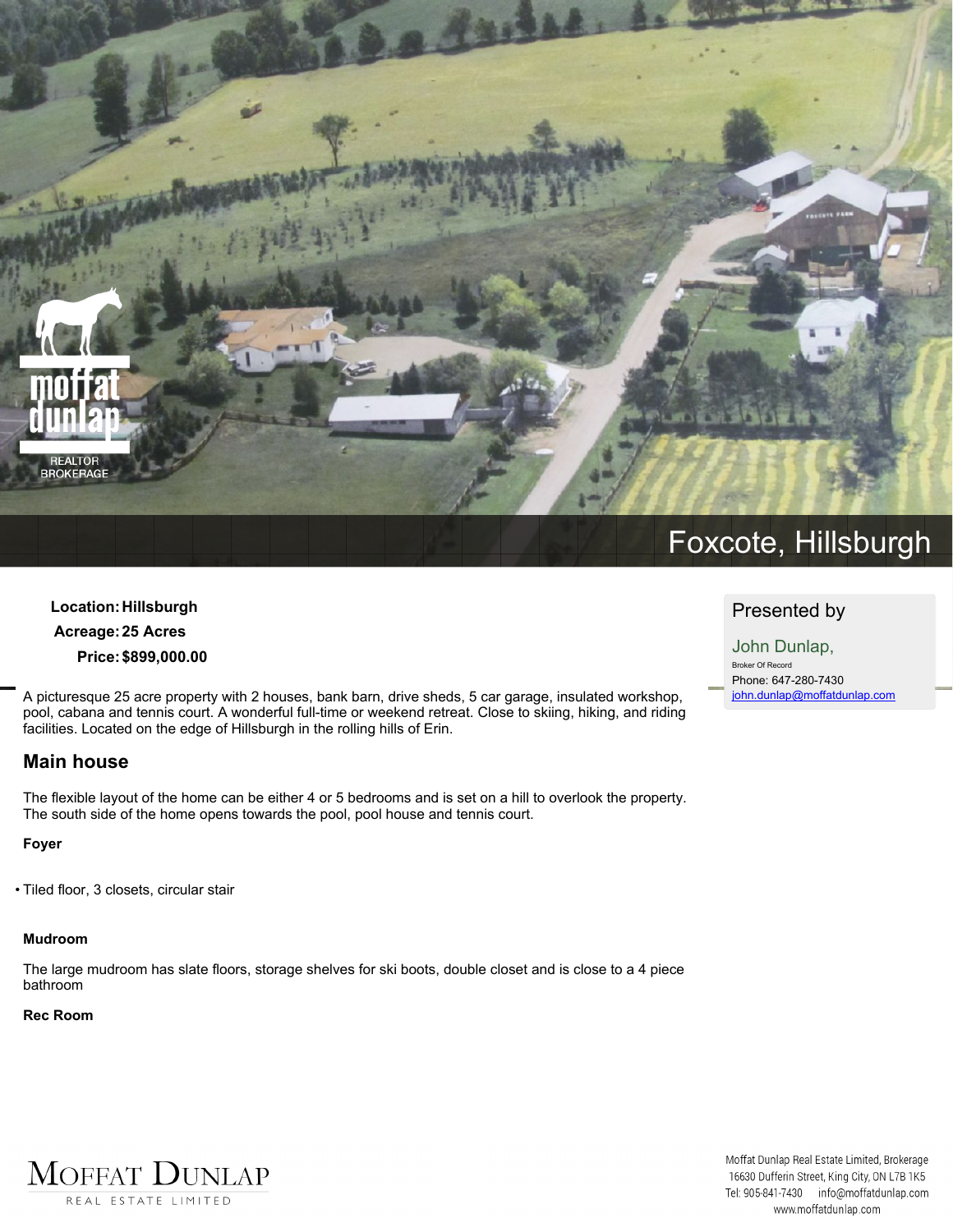# Foxcote, Hillsburgh

**Location:** **Hillsburgh**
**Acreage:** **25 Acres**
**Price:** **$899,000.00**

Presented by

John Dunlap,
Broker Of Record
Phone: 647-280-7430
john.dunlap@moffatdunlap.com

A picturesque 25 acre property with 2 houses, bank barn, drive sheds, 5 car garage, insulated workshop, pool, cabana and tennis court. A wonderful full-time or weekend retreat. Close to skiing, hiking, and riding facilities. Located on the edge of Hillsburgh in the rolling hills of Erin.

## Main house

The flexible layout of the home can be either 4 or 5 bedrooms and is set on a hill to overlook the property. The south side of the home opens towards the pool, pool house and tennis court.

**Foyer**

- Tiled floor, 3 closets, circular stair

**Mudroom**

The large mudroom has slate floors, storage shelves for ski boots, double closet and is close to a 4 piece bathroom

**Rec Room**

Moffat Dunlap Real Estate Limited, Brokerage
16630 Dufferin Street, King City, ON L7B 1K5
Tel: 905-841-7430 info@moffatdunlap.com
www.moffatdunlap.com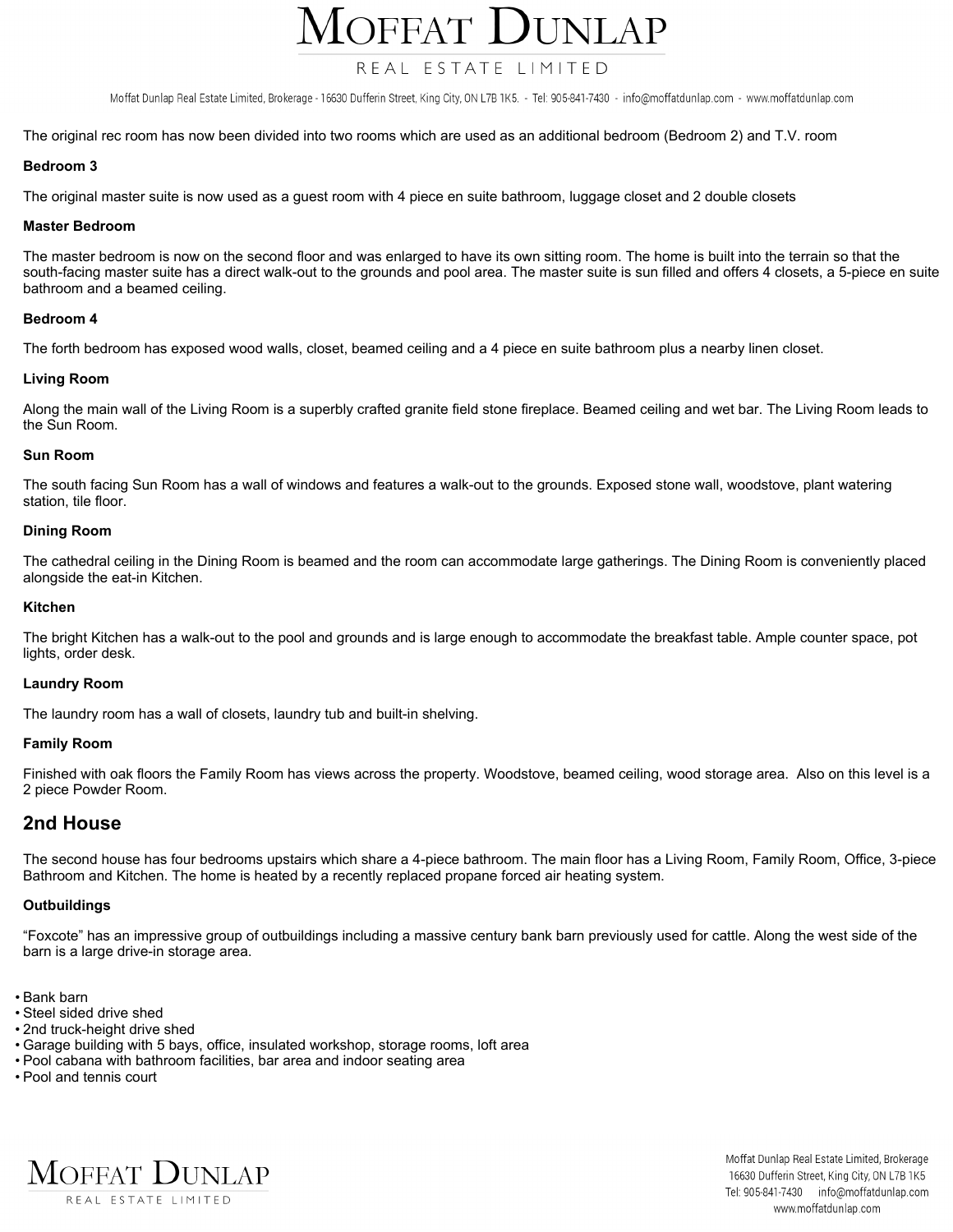The original rec room has now been divided into two rooms which are used as an additional bedroom (Bedroom 2) and T.V. room

**Bedroom 3**

The original master suite is now used as a guest room with 4 piece en suite bathroom, luggage closet and 2 double closets

**Master Bedroom**

The master bedroom is now on the second floor and was enlarged to have its own sitting room. The home is built into the terrain so that the south-facing master suite has a direct walk-out to the grounds and pool area. The master suite is sun filled and offers 4 closets, a 5-piece en suite bathroom and a beamed ceiling.

**Bedroom 4**

The forth bedroom has exposed wood walls, closet, beamed ceiling and a 4 piece en suite bathroom plus a nearby linen closet.

**Living Room**

Along the main wall of the Living Room is a superbly crafted granite field stone fireplace. Beamed ceiling and wet bar. The Living Room leads to the Sun Room.

**Sun Room**

The south facing Sun Room has a wall of windows and features a walk-out to the grounds. Exposed stone wall, woodstove, plant watering station, tile floor.

**Dining Room**

The cathedral ceiling in the Dining Room is beamed and the room can accommodate large gatherings. The Dining Room is conveniently placed alongside the eat-in Kitchen.

**Kitchen**

The bright Kitchen has a walk-out to the pool and grounds and is large enough to accommodate the breakfast table. Ample counter space, pot lights, order desk.

**Laundry Room**

The laundry room has a wall of closets, laundry tub and built-in shelving.

**Family Room**

Finished with oak floors the Family Room has views across the property. Woodstove, beamed ceiling, wood storage area. Also on this level is a 2 piece Powder Room.

## 2nd House

The second house has four bedrooms upstairs which share a 4-piece bathroom. The main floor has a Living Room, Family Room, Office, 3-piece Bathroom and Kitchen. The home is heated by a recently replaced propane forced air heating system.

**Outbuildings**

"Foxcote" has an impressive group of outbuildings including a massive century bank barn previously used for cattle. Along the west side of the barn is a large drive-in storage area.

- Bank barn
- Steel sided drive shed
- 2nd truck-height drive shed
- Garage building with 5 bays, office, insulated workshop, storage rooms, loft area
- Pool cabana with bathroom facilities, bar area and indoor seating area
- Pool and tennis court